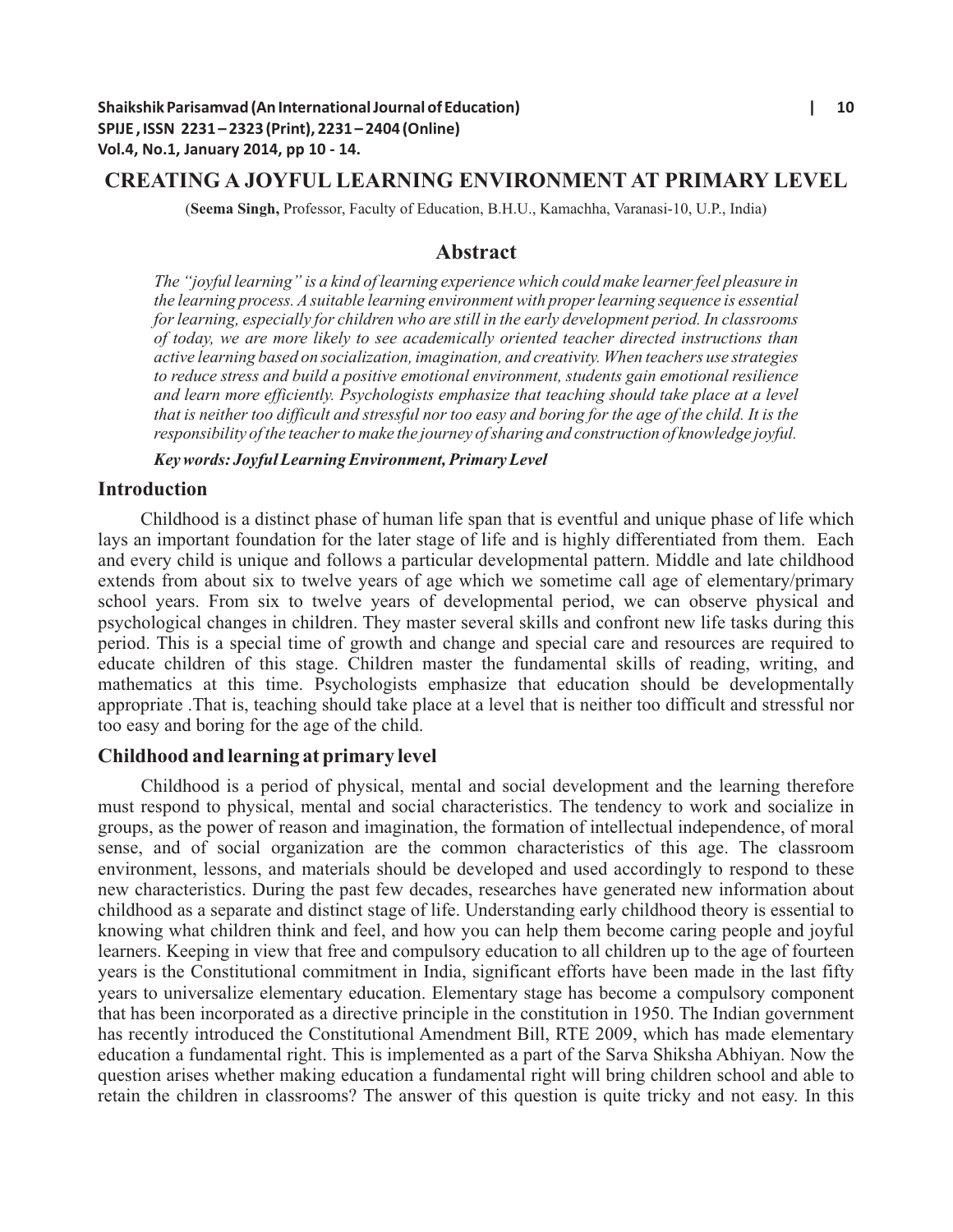# CREATING A JOYFUL LEARNING ENVIRONMENT AT PRIMARY LEVEL

(**Seema Singh,** Professor, Faculty of Education, B.H.U., Kamachha, Varanasi-10, U.P., India)

## Abstract

*The "joyful learning" is a kind of learning experience which could make learner feel pleasure in the learning process. A suitable learning environment with proper learning sequence is essential for learning, especially for children who are still in the early development period. In classrooms of today, we are more likely to see academically oriented teacher directed instructions than active learning based on socialization, imagination, and creativity. When teachers use strategies to reduce stress and build a positive emotional environment, students gain emotional resilience and learn more efficiently. Psychologists emphasize that teaching should take place at a level that is neither too difficult and stressful nor too easy and boring for the age of the child. It is the responsibility of the teacher to make the journey of sharing and construction of knowledge joyful.*

***Key words: Joyful Learning Environment, Primary Level***

## Introduction

Childhood is a distinct phase of human life span that is eventful and unique phase of life which lays an important foundation for the later stage of life and is highly differentiated from them. Each and every child is unique and follows a particular developmental pattern. Middle and late childhood extends from about six to twelve years of age which we sometime call age of elementary/primary school years. From six to twelve years of developmental period, we can observe physical and psychological changes in children. They master several skills and confront new life tasks during this period. This is a special time of growth and change and special care and resources are required to educate children of this stage. Children master the fundamental skills of reading, writing, and mathematics at this time. Psychologists emphasize that education should be developmentally appropriate .That is, teaching should take place at a level that is neither too difficult and stressful nor too easy and boring for the age of the child.

## Childhood and learning at primary level

Childhood is a period of physical, mental and social development and the learning therefore must respond to physical, mental and social characteristics. The tendency to work and socialize in groups, as the power of reason and imagination, the formation of intellectual independence, of moral sense, and of social organization are the common characteristics of this age. The classroom environment, lessons, and materials should be developed and used accordingly to respond to these new characteristics. During the past few decades, researches have generated new information about childhood as a separate and distinct stage of life. Understanding early childhood theory is essential to knowing what children think and feel, and how you can help them become caring people and joyful learners. Keeping in view that free and compulsory education to all children up to the age of fourteen years is the Constitutional commitment in India, significant efforts have been made in the last fifty years to universalize elementary education. Elementary stage has become a compulsory component that has been incorporated as a directive principle in the constitution in 1950. The Indian government has recently introduced the Constitutional Amendment Bill, RTE 2009, which has made elementary education a fundamental right. This is implemented as a part of the Sarva Shiksha Abhiyan. Now the question arises whether making education a fundamental right will bring children school and able to retain the children in classrooms? The answer of this question is quite tricky and not easy. In this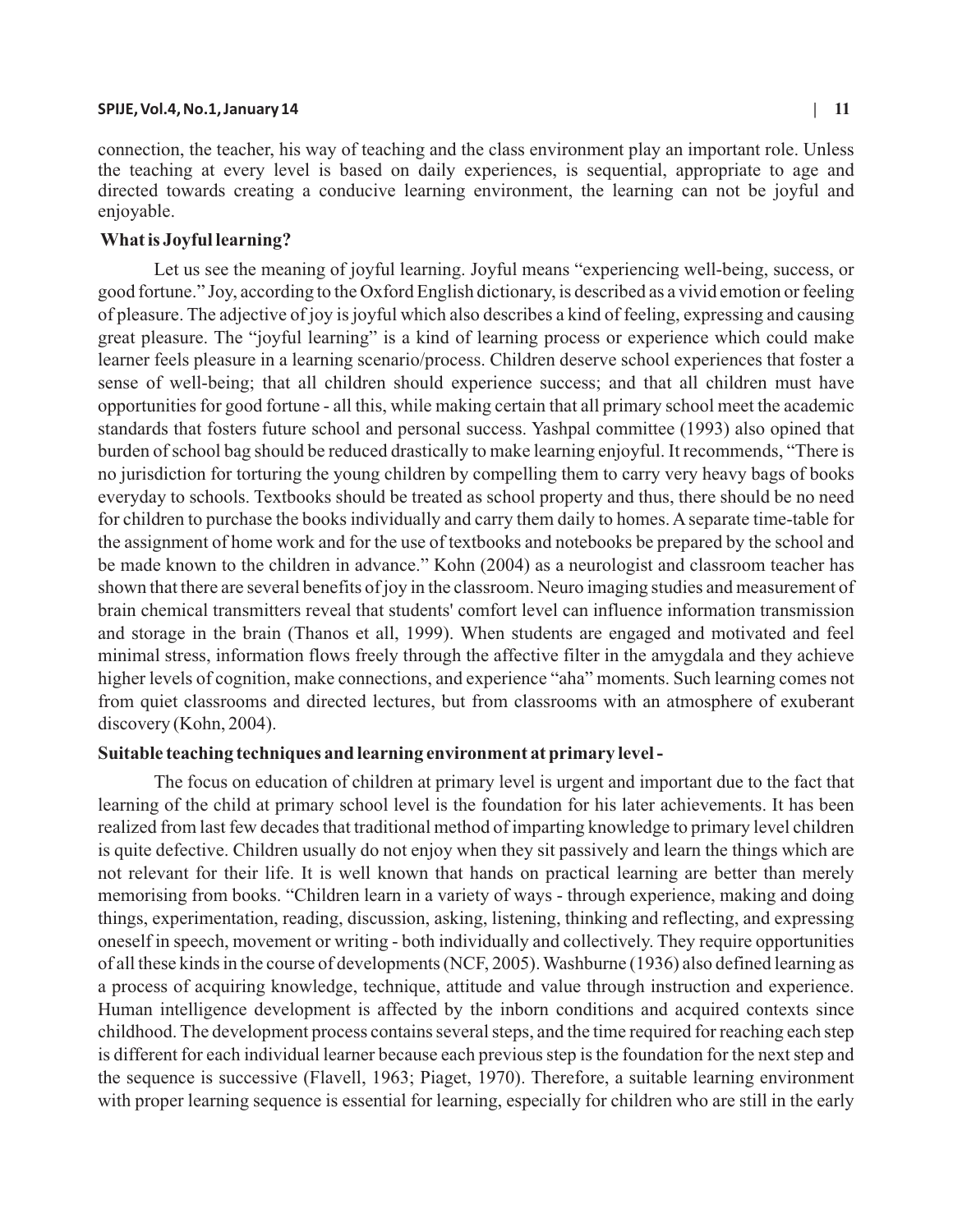connection, the teacher, his way of teaching and the class environment play an important role. Unless the teaching at every level is based on daily experiences, is sequential, appropriate to age and directed towards creating a conducive learning environment, the learning can not be joyful and enjoyable.

### What is Joyful learning?

Let us see the meaning of joyful learning. Joyful means "experiencing well-being, success, or good fortune." Joy, according to the Oxford English dictionary, is described as a vivid emotion or feeling of pleasure. The adjective of joy is joyful which also describes a kind of feeling, expressing and causing great pleasure. The "joyful learning" is a kind of learning process or experience which could make learner feels pleasure in a learning scenario/process. Children deserve school experiences that foster a sense of well-being; that all children should experience success; and that all children must have opportunities for good fortune - all this, while making certain that all primary school meet the academic standards that fosters future school and personal success. Yashpal committee (1993) also opined that burden of school bag should be reduced drastically to make learning enjoyful. It recommends, "There is no jurisdiction for torturing the young children by compelling them to carry very heavy bags of books everyday to schools. Textbooks should be treated as school property and thus, there should be no need for children to purchase the books individually and carry them daily to homes. A separate time-table for the assignment of home work and for the use of textbooks and notebooks be prepared by the school and be made known to the children in advance." Kohn (2004) as a neurologist and classroom teacher has shown that there are several benefits of joy in the classroom. Neuro imaging studies and measurement of brain chemical transmitters reveal that students' comfort level can influence information transmission and storage in the brain (Thanos et all, 1999). When students are engaged and motivated and feel minimal stress, information flows freely through the affective filter in the amygdala and they achieve higher levels of cognition, make connections, and experience "aha" moments. Such learning comes not from quiet classrooms and directed lectures, but from classrooms with an atmosphere of exuberant discovery (Kohn, 2004).

### Suitable teaching techniques and learning environment at primary level -

The focus on education of children at primary level is urgent and important due to the fact that learning of the child at primary school level is the foundation for his later achievements. It has been realized from last few decades that traditional method of imparting knowledge to primary level children is quite defective. Children usually do not enjoy when they sit passively and learn the things which are not relevant for their life. It is well known that hands on practical learning are better than merely memorising from books. "Children learn in a variety of ways - through experience, making and doing things, experimentation, reading, discussion, asking, listening, thinking and reflecting, and expressing oneself in speech, movement or writing - both individually and collectively. They require opportunities of all these kinds in the course of developments (NCF, 2005). Washburne (1936) also defined learning as a process of acquiring knowledge, technique, attitude and value through instruction and experience. Human intelligence development is affected by the inborn conditions and acquired contexts since childhood. The development process contains several steps, and the time required for reaching each step is different for each individual learner because each previous step is the foundation for the next step and the sequence is successive (Flavell, 1963; Piaget, 1970). Therefore, a suitable learning environment with proper learning sequence is essential for learning, especially for children who are still in the early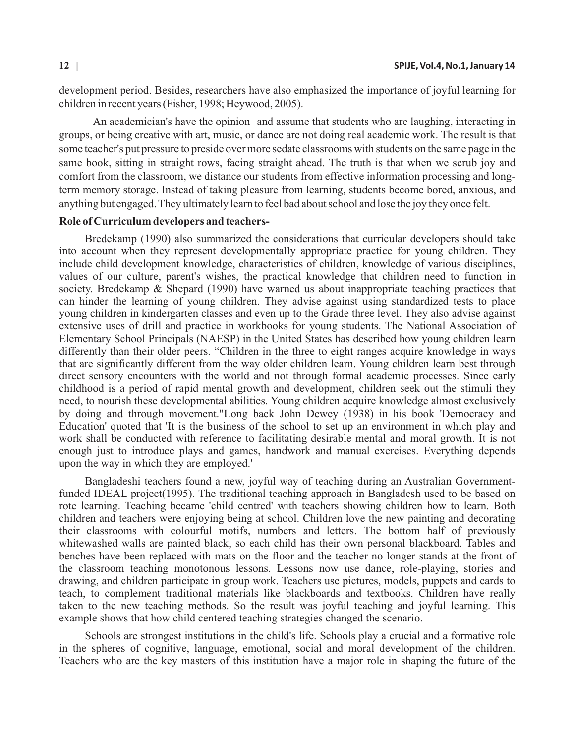development period. Besides, researchers have also emphasized the importance of joyful learning for children in recent years (Fisher, 1998; Heywood, 2005).

An academician's have the opinion and assume that students who are laughing, interacting in groups, or being creative with art, music, or dance are not doing real academic work. The result is that some teacher's put pressure to preside over more sedate classrooms with students on the same page in the same book, sitting in straight rows, facing straight ahead. The truth is that when we scrub joy and comfort from the classroom, we distance our students from effective information processing and long-term memory storage. Instead of taking pleasure from learning, students become bored, anxious, and anything but engaged. They ultimately learn to feel bad about school and lose the joy they once felt.

**Role of Curriculum developers and teachers-**

Bredekamp (1990) also summarized the considerations that curricular developers should take into account when they represent developmentally appropriate practice for young children. They include child development knowledge, characteristics of children, knowledge of various disciplines, values of our culture, parent's wishes, the practical knowledge that children need to function in society. Bredekamp & Shepard (1990) have warned us about inappropriate teaching practices that can hinder the learning of young children. They advise against using standardized tests to place young children in kindergarten classes and even up to the Grade three level. They also advise against extensive uses of drill and practice in workbooks for young students. The National Association of Elementary School Principals (NAESP) in the United States has described how young children learn differently than their older peers. "Children in the three to eight ranges acquire knowledge in ways that are significantly different from the way older children learn. Young children learn best through direct sensory encounters with the world and not through formal academic processes. Since early childhood is a period of rapid mental growth and development, children seek out the stimuli they need, to nourish these developmental abilities. Young children acquire knowledge almost exclusively by doing and through movement."Long back John Dewey (1938) in his book 'Democracy and Education' quoted that 'It is the business of the school to set up an environment in which play and work shall be conducted with reference to facilitating desirable mental and moral growth. It is not enough just to introduce plays and games, handwork and manual exercises. Everything depends upon the way in which they are employed.'

Bangladeshi teachers found a new, joyful way of teaching during an Australian Government-funded IDEAL project(1995). The traditional teaching approach in Bangladesh used to be based on rote learning. Teaching became 'child centred' with teachers showing children how to learn. Both children and teachers were enjoying being at school. Children love the new painting and decorating their classrooms with colourful motifs, numbers and letters. The bottom half of previously whitewashed walls are painted black, so each child has their own personal blackboard. Tables and benches have been replaced with mats on the floor and the teacher no longer stands at the front of the classroom teaching monotonous lessons. Lessons now use dance, role-playing, stories and drawing, and children participate in group work. Teachers use pictures, models, puppets and cards to teach, to complement traditional materials like blackboards and textbooks. Children have really taken to the new teaching methods. So the result was joyful teaching and joyful learning. This example shows that how child centered teaching strategies changed the scenario.

Schools are strongest institutions in the child's life. Schools play a crucial and a formative role in the spheres of cognitive, language, emotional, social and moral development of the children. Teachers who are the key masters of this institution have a major role in shaping the future of the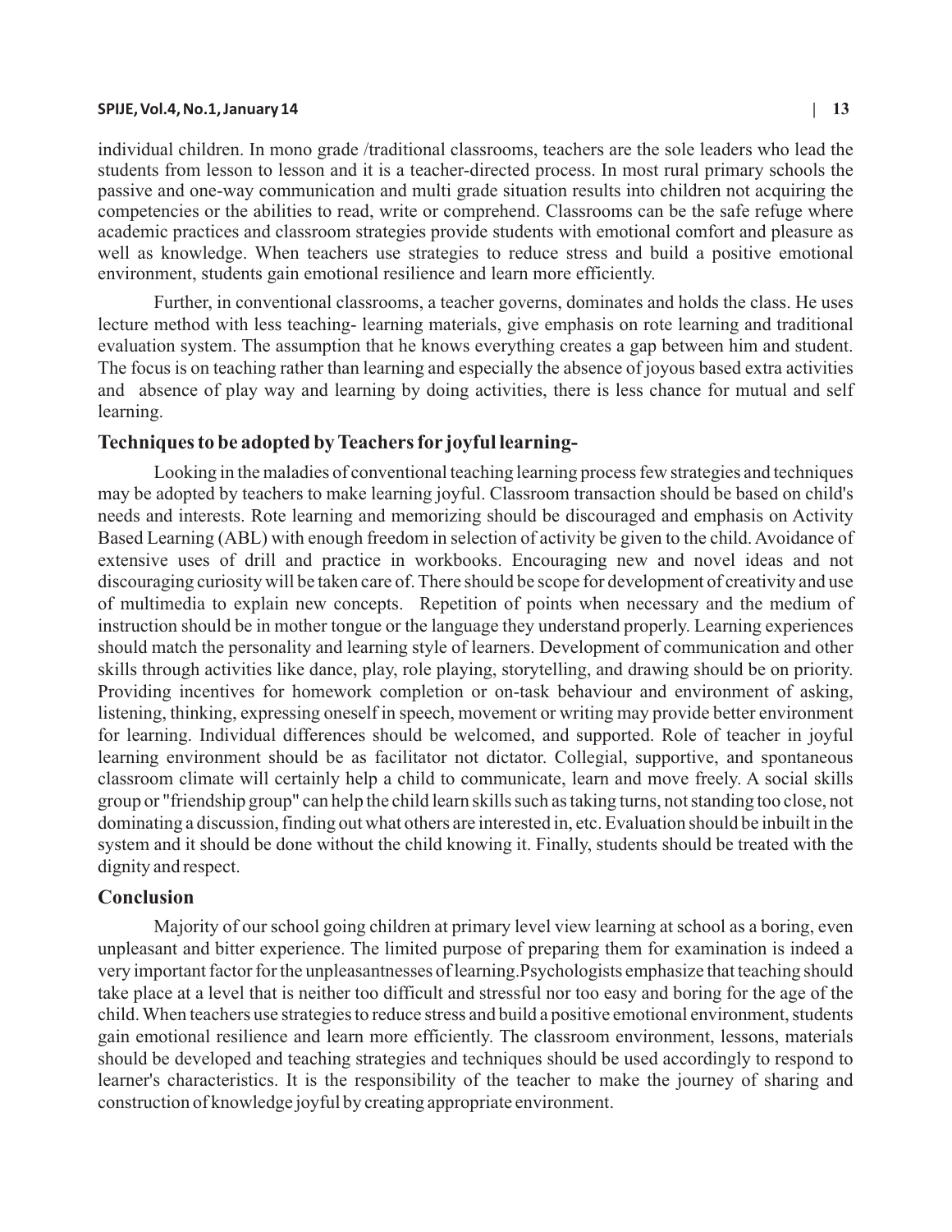individual children. In mono grade /traditional classrooms, teachers are the sole leaders who lead the students from lesson to lesson and it is a teacher-directed process. In most rural primary schools the passive and one-way communication and multi grade situation results into children not acquiring the competencies or the abilities to read, write or comprehend. Classrooms can be the safe refuge where academic practices and classroom strategies provide students with emotional comfort and pleasure as well as knowledge. When teachers use strategies to reduce stress and build a positive emotional environment, students gain emotional resilience and learn more efficiently.

Further, in conventional classrooms, a teacher governs, dominates and holds the class. He uses lecture method with less teaching- learning materials, give emphasis on rote learning and traditional evaluation system. The assumption that he knows everything creates a gap between him and student. The focus is on teaching rather than learning and especially the absence of joyous based extra activities and absence of play way and learning by doing activities, there is less chance for mutual and self learning.

## Techniques to be adopted by Teachers for joyful learning-

Looking in the maladies of conventional teaching learning process few strategies and techniques may be adopted by teachers to make learning joyful. Classroom transaction should be based on child's needs and interests. Rote learning and memorizing should be discouraged and emphasis on Activity Based Learning (ABL) with enough freedom in selection of activity be given to the child. Avoidance of extensive uses of drill and practice in workbooks. Encouraging new and novel ideas and not discouraging curiosity will be taken care of. There should be scope for development of creativity and use of multimedia to explain new concepts. Repetition of points when necessary and the medium of instruction should be in mother tongue or the language they understand properly. Learning experiences should match the personality and learning style of learners. Development of communication and other skills through activities like dance, play, role playing, storytelling, and drawing should be on priority. Providing incentives for homework completion or on-task behaviour and environment of asking, listening, thinking, expressing oneself in speech, movement or writing may provide better environment for learning. Individual differences should be welcomed, and supported. Role of teacher in joyful learning environment should be as facilitator not dictator. Collegial, supportive, and spontaneous classroom climate will certainly help a child to communicate, learn and move freely. A social skills group or "friendship group" can help the child learn skills such as taking turns, not standing too close, not dominating a discussion, finding out what others are interested in, etc. Evaluation should be inbuilt in the system and it should be done without the child knowing it. Finally, students should be treated with the dignity and respect.

## Conclusion

Majority of our school going children at primary level view learning at school as a boring, even unpleasant and bitter experience. The limited purpose of preparing them for examination is indeed a very important factor for the unpleasantnesses of learning.Psychologists emphasize that teaching should take place at a level that is neither too difficult and stressful nor too easy and boring for the age of the child. When teachers use strategies to reduce stress and build a positive emotional environment, students gain emotional resilience and learn more efficiently. The classroom environment, lessons, materials should be developed and teaching strategies and techniques should be used accordingly to respond to learner's characteristics. It is the responsibility of the teacher to make the journey of sharing and construction of knowledge joyful by creating appropriate environment.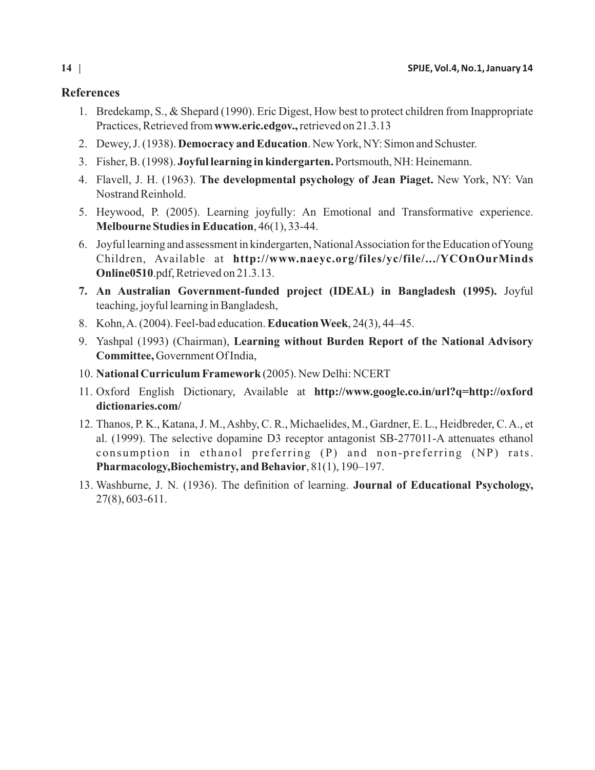## References

1. Bredekamp, S., & Shepard (1990). Eric Digest, How best to protect children from Inappropriate Practices, Retrieved from **www.eric.edgov.,** retrieved on 21.3.13
2. Dewey, J. (1938). **Democracy and Education**. New York, NY: Simon and Schuster.
3. Fisher, B. (1998). **Joyful learning in kindergarten.** Portsmouth, NH: Heinemann.
4. Flavell, J. H. (1963). **The developmental psychology of Jean Piaget.** New York, NY: Van Nostrand Reinhold.
5. Heywood, P. (2005). Learning joyfully: An Emotional and Transformative experience. **Melbourne Studies in Education**, 46(1), 33-44.
6. Joyful learning and assessment in kindergarten, National Association for the Education of Young Children, Available at **http://www.naeyc.org/files/yc/file/.../YCOnOurMinds Online0510**.pdf, Retrieved on 21.3.13.
7. **An Australian Government-funded project (IDEAL) in Bangladesh (1995).** Joyful teaching, joyful learning in Bangladesh,
8. Kohn, A. (2004). Feel-bad education. **Education Week**, 24(3), 44–45.
9. Yashpal (1993) (Chairman), **Learning without Burden Report of the National Advisory Committee,** Government Of India,
10. **National Curriculum Framework** (2005). New Delhi: NCERT
11. Oxford English Dictionary, Available at **http://www.google.co.in/url?q=http://oxford dictionaries.com/**
12. Thanos, P. K., Katana, J. M., Ashby, C. R., Michaelides, M., Gardner, E. L., Heidbreder, C. A., et al. (1999). The selective dopamine D3 receptor antagonist SB-277011-A attenuates ethanol consumption in ethanol preferring (P) and non-preferring (NP) rats. **Pharmacology,Biochemistry, and Behavior**, 81(1), 190–197.
13. Washburne, J. N. (1936). The definition of learning. **Journal of Educational Psychology,** 27(8), 603-611.